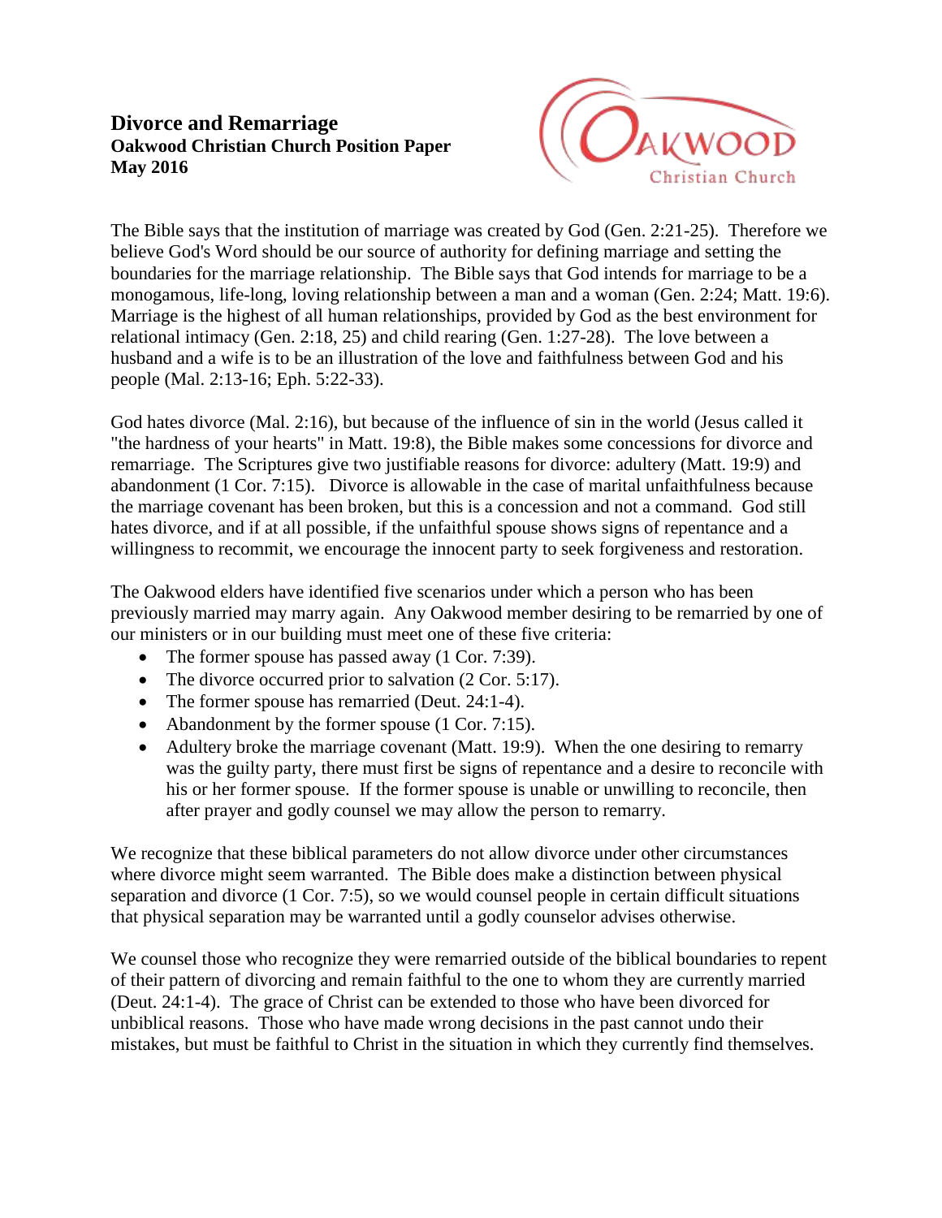# Divorce and Remarriage

**Oakwood Christian Church Position Paper**
**May 2016**

The Bible says that the institution of marriage was created by God (Gen. 2:21-25). Therefore we believe God's Word should be our source of authority for defining marriage and setting the boundaries for the marriage relationship. The Bible says that God intends for marriage to be a monogamous, life-long, loving relationship between a man and a woman (Gen. 2:24; Matt. 19:6). Marriage is the highest of all human relationships, provided by God as the best environment for relational intimacy (Gen. 2:18, 25) and child rearing (Gen. 1:27-28). The love between a husband and a wife is to be an illustration of the love and faithfulness between God and his people (Mal. 2:13-16; Eph. 5:22-33).

God hates divorce (Mal. 2:16), but because of the influence of sin in the world (Jesus called it "the hardness of your hearts" in Matt. 19:8), the Bible makes some concessions for divorce and remarriage. The Scriptures give two justifiable reasons for divorce: adultery (Matt. 19:9) and abandonment (1 Cor. 7:15). Divorce is allowable in the case of marital unfaithfulness because the marriage covenant has been broken, but this is a concession and not a command. God still hates divorce, and if at all possible, if the unfaithful spouse shows signs of repentance and a willingness to recommit, we encourage the innocent party to seek forgiveness and restoration.

The Oakwood elders have identified five scenarios under which a person who has been previously married may marry again. Any Oakwood member desiring to be remarried by one of our ministers or in our building must meet one of these five criteria:

- The former spouse has passed away (1 Cor. 7:39).
- The divorce occurred prior to salvation (2 Cor. 5:17).
- The former spouse has remarried (Deut. 24:1-4).
- Abandonment by the former spouse (1 Cor. 7:15).
- Adultery broke the marriage covenant (Matt. 19:9). When the one desiring to remarry was the guilty party, there must first be signs of repentance and a desire to reconcile with his or her former spouse. If the former spouse is unable or unwilling to reconcile, then after prayer and godly counsel we may allow the person to remarry.

We recognize that these biblical parameters do not allow divorce under other circumstances where divorce might seem warranted. The Bible does make a distinction between physical separation and divorce (1 Cor. 7:5), so we would counsel people in certain difficult situations that physical separation may be warranted until a godly counselor advises otherwise.

We counsel those who recognize they were remarried outside of the biblical boundaries to repent of their pattern of divorcing and remain faithful to the one to whom they are currently married (Deut. 24:1-4). The grace of Christ can be extended to those who have been divorced for unbiblical reasons. Those who have made wrong decisions in the past cannot undo their mistakes, but must be faithful to Christ in the situation in which they currently find themselves.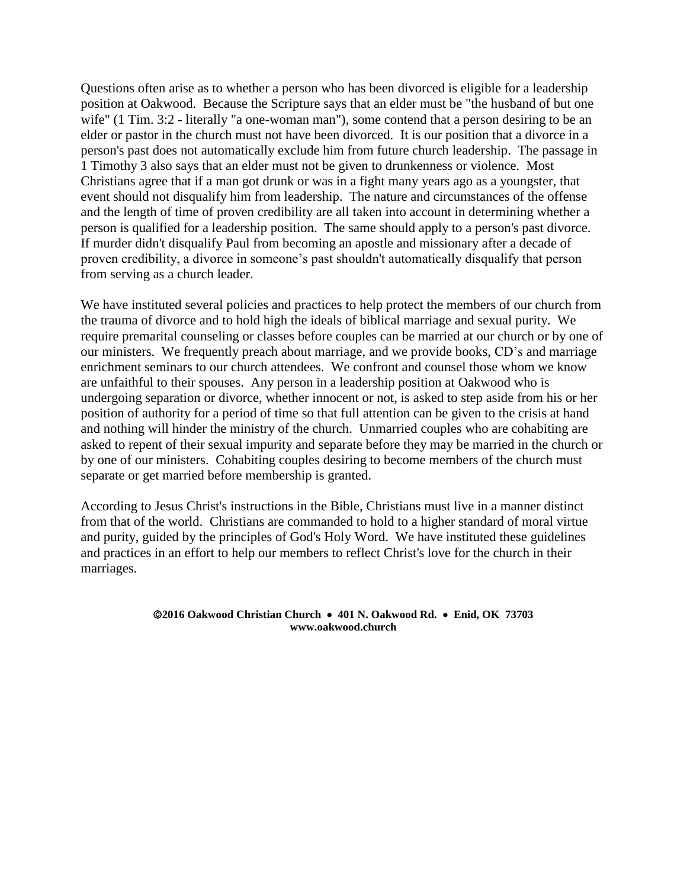Questions often arise as to whether a person who has been divorced is eligible for a leadership position at Oakwood. Because the Scripture says that an elder must be "the husband of but one wife" (1 Tim. 3:2 - literally "a one-woman man"), some contend that a person desiring to be an elder or pastor in the church must not have been divorced. It is our position that a divorce in a person's past does not automatically exclude him from future church leadership. The passage in 1 Timothy 3 also says that an elder must not be given to drunkenness or violence. Most Christians agree that if a man got drunk or was in a fight many years ago as a youngster, that event should not disqualify him from leadership. The nature and circumstances of the offense and the length of time of proven credibility are all taken into account in determining whether a person is qualified for a leadership position. The same should apply to a person's past divorce. If murder didn't disqualify Paul from becoming an apostle and missionary after a decade of proven credibility, a divorce in someone's past shouldn't automatically disqualify that person from serving as a church leader.

We have instituted several policies and practices to help protect the members of our church from the trauma of divorce and to hold high the ideals of biblical marriage and sexual purity. We require premarital counseling or classes before couples can be married at our church or by one of our ministers. We frequently preach about marriage, and we provide books, CD's and marriage enrichment seminars to our church attendees. We confront and counsel those whom we know are unfaithful to their spouses. Any person in a leadership position at Oakwood who is undergoing separation or divorce, whether innocent or not, is asked to step aside from his or her position of authority for a period of time so that full attention can be given to the crisis at hand and nothing will hinder the ministry of the church. Unmarried couples who are cohabiting are asked to repent of their sexual impurity and separate before they may be married in the church or by one of our ministers. Cohabiting couples desiring to become members of the church must separate or get married before membership is granted.

According to Jesus Christ's instructions in the Bible, Christians must live in a manner distinct from that of the world. Christians are commanded to hold to a higher standard of moral virtue and purity, guided by the principles of God's Holy Word. We have instituted these guidelines and practices in an effort to help our members to reflect Christ's love for the church in their marriages.

**©2016 Oakwood Christian Church • 401 N. Oakwood Rd. • Enid, OK 73703**
**www.oakwood.church**